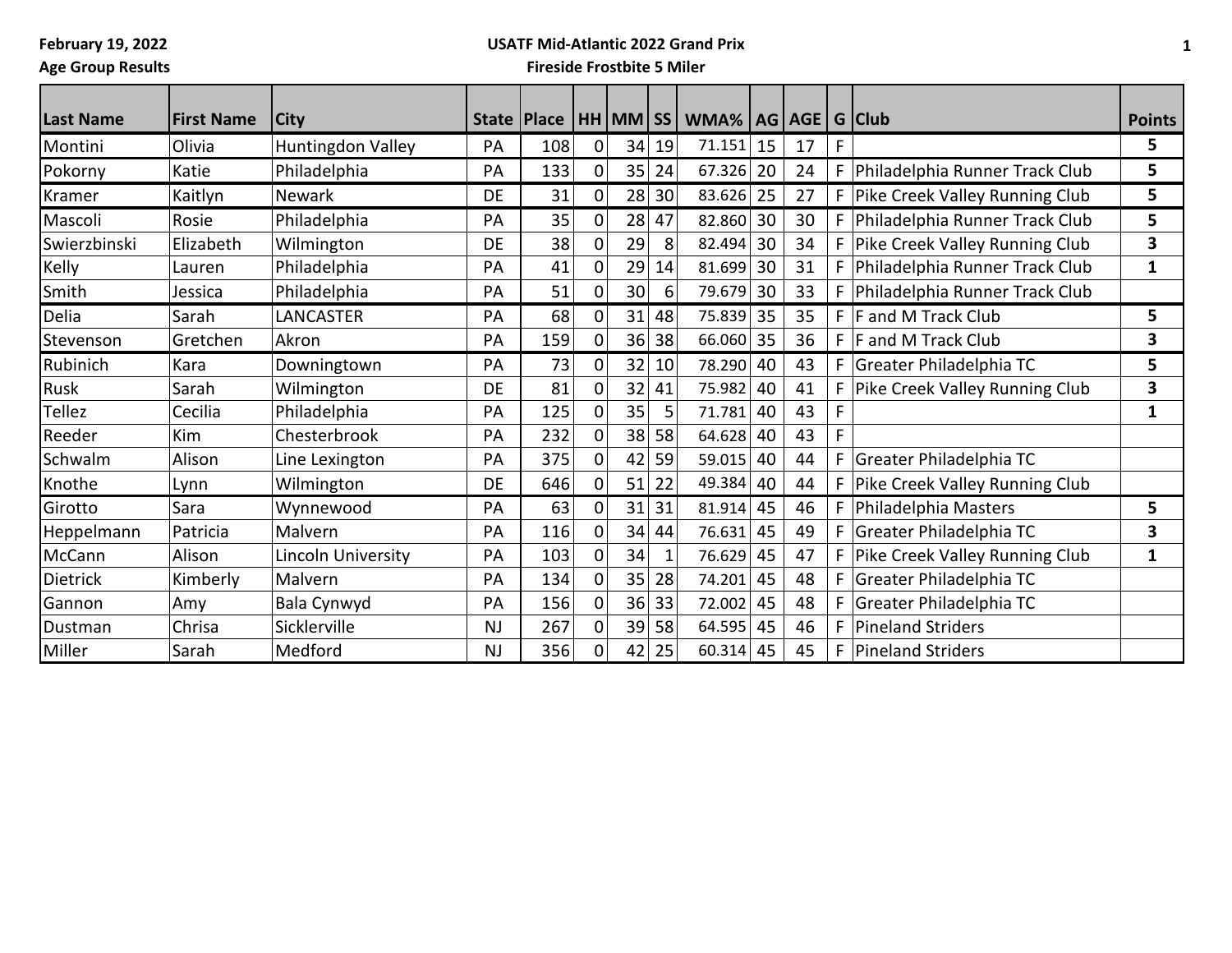February 19, 2022

Age Group Results

**USATF Mid-Atlantic 2022 Grand Prix**

**Fireside Frostbite 5 Miler**

| Last Name | First Name | City | State | Place | HH | MM | SS | WMA% | AG | AGE | G | Club | Points |
|---|---|---|---|---|---|---|---|---|---|---|---|---|---|
| Montini | Olivia | Huntingdon Valley | PA | 108 | 0 | 34 | 19 | 71.151 | 15 | 17 | F | | 5 |
| Pokorny | Katie | Philadelphia | PA | 133 | 0 | 35 | 24 | 67.326 | 20 | 24 | F | Philadelphia Runner Track Club | 5 |
| Kramer | Kaitlyn | Newark | DE | 31 | 0 | 28 | 30 | 83.626 | 25 | 27 | F | Pike Creek Valley Running Club | 5 |
| Mascoli | Rosie | Philadelphia | PA | 35 | 0 | 28 | 47 | 82.860 | 30 | 30 | F | Philadelphia Runner Track Club | 5 |
| Swierzbinski | Elizabeth | Wilmington | DE | 38 | 0 | 29 | 8 | 82.494 | 30 | 34 | F | Pike Creek Valley Running Club | 3 |
| Kelly | Lauren | Philadelphia | PA | 41 | 0 | 29 | 14 | 81.699 | 30 | 31 | F | Philadelphia Runner Track Club | 1 |
| Smith | Jessica | Philadelphia | PA | 51 | 0 | 30 | 6 | 79.679 | 30 | 33 | F | Philadelphia Runner Track Club | |
| Delia | Sarah | LANCASTER | PA | 68 | 0 | 31 | 48 | 75.839 | 35 | 35 | F | F and M Track Club | 5 |
| Stevenson | Gretchen | Akron | PA | 159 | 0 | 36 | 38 | 66.060 | 35 | 36 | F | F and M Track Club | 3 |
| Rubinich | Kara | Downingtown | PA | 73 | 0 | 32 | 10 | 78.290 | 40 | 43 | F | Greater Philadelphia TC | 5 |
| Rusk | Sarah | Wilmington | DE | 81 | 0 | 32 | 41 | 75.982 | 40 | 41 | F | Pike Creek Valley Running Club | 3 |
| Tellez | Cecilia | Philadelphia | PA | 125 | 0 | 35 | 5 | 71.781 | 40 | 43 | F | | 1 |
| Reeder | Kim | Chesterbrook | PA | 232 | 0 | 38 | 58 | 64.628 | 40 | 43 | F | | |
| Schwalm | Alison | Line Lexington | PA | 375 | 0 | 42 | 59 | 59.015 | 40 | 44 | F | Greater Philadelphia TC | |
| Knothe | Lynn | Wilmington | DE | 646 | 0 | 51 | 22 | 49.384 | 40 | 44 | F | Pike Creek Valley Running Club | |
| Girotto | Sara | Wynnewood | PA | 63 | 0 | 31 | 31 | 81.914 | 45 | 46 | F | Philadelphia Masters | 5 |
| Heppelmann | Patricia | Malvern | PA | 116 | 0 | 34 | 44 | 76.631 | 45 | 49 | F | Greater Philadelphia TC | 3 |
| McCann | Alison | Lincoln University | PA | 103 | 0 | 34 | 1 | 76.629 | 45 | 47 | F | Pike Creek Valley Running Club | 1 |
| Dietrick | Kimberly | Malvern | PA | 134 | 0 | 35 | 28 | 74.201 | 45 | 48 | F | Greater Philadelphia TC | |
| Gannon | Amy | Bala Cynwyd | PA | 156 | 0 | 36 | 33 | 72.002 | 45 | 48 | F | Greater Philadelphia TC | |
| Dustman | Chrisa | Sicklerville | NJ | 267 | 0 | 39 | 58 | 64.595 | 45 | 46 | F | Pineland Striders | |
| Miller | Sarah | Medford | NJ | 356 | 0 | 42 | 25 | 60.314 | 45 | 45 | F | Pineland Striders | |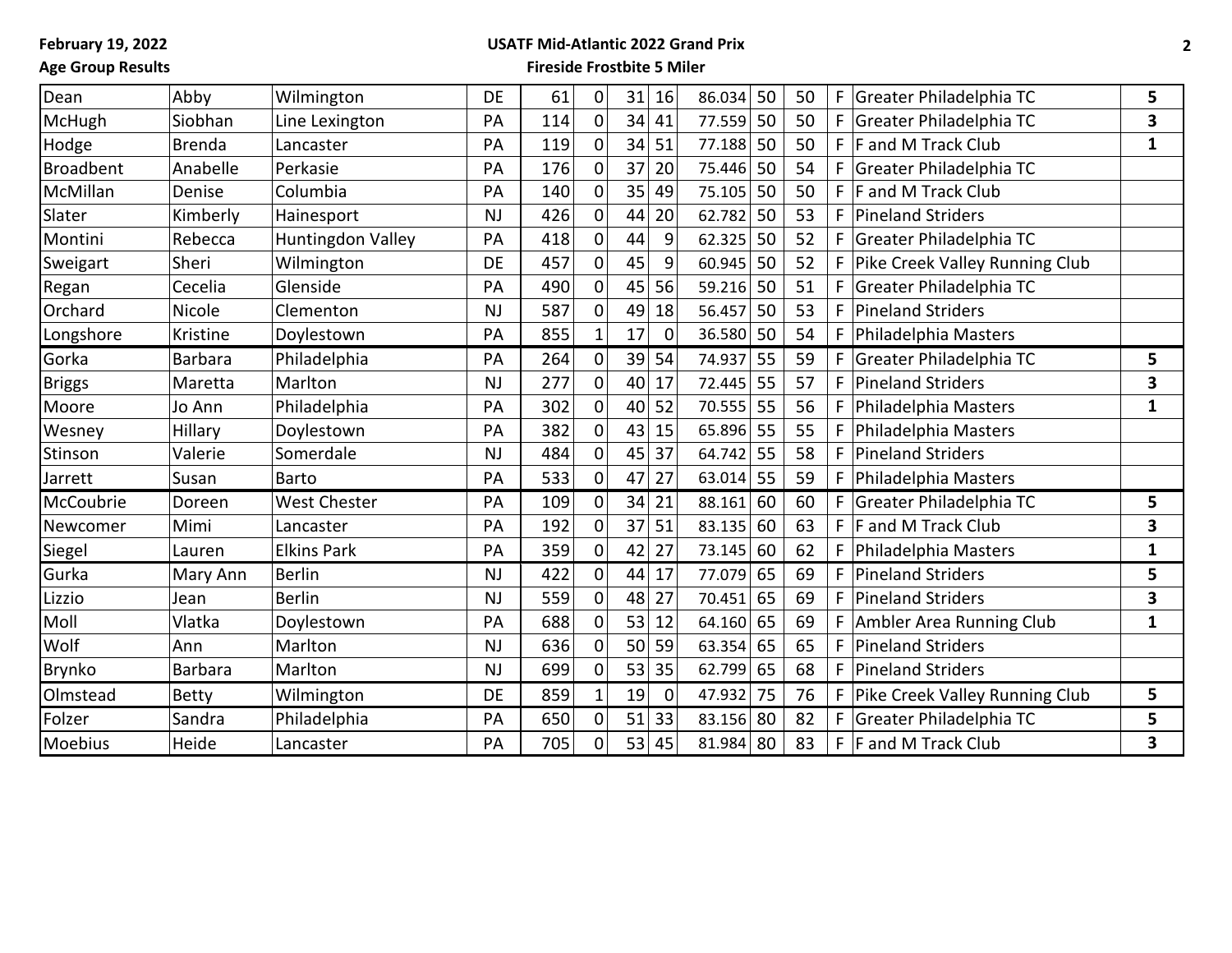| Dean | Abby | Wilmington | DE | 61 | 0 | 31 | 16 | 86.034 | 50 | 50 | F | Greater Philadelphia TC | 5 |
|---|---|---|---|---|---|---|---|---|---|---|---|---|---|
| McHugh | Siobhan | Line Lexington | PA | 114 | 0 | 34 | 41 | 77.559 | 50 | 50 | F | Greater Philadelphia TC | 3 |
| Hodge | Brenda | Lancaster | PA | 119 | 0 | 34 | 51 | 77.188 | 50 | 50 | F | F and M Track Club | 1 |
| Broadbent | Anabelle | Perkasie | PA | 176 | 0 | 37 | 20 | 75.446 | 50 | 54 | F | Greater Philadelphia TC | |
| McMillan | Denise | Columbia | PA | 140 | 0 | 35 | 49 | 75.105 | 50 | 50 | F | F and M Track Club | |
| Slater | Kimberly | Hainesport | NJ | 426 | 0 | 44 | 20 | 62.782 | 50 | 53 | F | Pineland Striders | |
| Montini | Rebecca | Huntingdon Valley | PA | 418 | 0 | 44 | 9 | 62.325 | 50 | 52 | F | Greater Philadelphia TC | |
| Sweigart | Sheri | Wilmington | DE | 457 | 0 | 45 | 9 | 60.945 | 50 | 52 | F | Pike Creek Valley Running Club | |
| Regan | Cecelia | Glenside | PA | 490 | 0 | 45 | 56 | 59.216 | 50 | 51 | F | Greater Philadelphia TC | |
| Orchard | Nicole | Clementon | NJ | 587 | 0 | 49 | 18 | 56.457 | 50 | 53 | F | Pineland Striders | |
| Longshore | Kristine | Doylestown | PA | 855 | 1 | 17 | 0 | 36.580 | 50 | 54 | F | Philadelphia Masters | |
| Gorka | Barbara | Philadelphia | PA | 264 | 0 | 39 | 54 | 74.937 | 55 | 59 | F | Greater Philadelphia TC | 5 |
| Briggs | Maretta | Marlton | NJ | 277 | 0 | 40 | 17 | 72.445 | 55 | 57 | F | Pineland Striders | 3 |
| Moore | Jo Ann | Philadelphia | PA | 302 | 0 | 40 | 52 | 70.555 | 55 | 56 | F | Philadelphia Masters | 1 |
| Wesney | Hillary | Doylestown | PA | 382 | 0 | 43 | 15 | 65.896 | 55 | 55 | F | Philadelphia Masters | |
| Stinson | Valerie | Somerdale | NJ | 484 | 0 | 45 | 37 | 64.742 | 55 | 58 | F | Pineland Striders | |
| Jarrett | Susan | Barto | PA | 533 | 0 | 47 | 27 | 63.014 | 55 | 59 | F | Philadelphia Masters | |
| McCoubrie | Doreen | West Chester | PA | 109 | 0 | 34 | 21 | 88.161 | 60 | 60 | F | Greater Philadelphia TC | 5 |
| Newcomer | Mimi | Lancaster | PA | 192 | 0 | 37 | 51 | 83.135 | 60 | 63 | F | F and M Track Club | 3 |
| Siegel | Lauren | Elkins Park | PA | 359 | 0 | 42 | 27 | 73.145 | 60 | 62 | F | Philadelphia Masters | 1 |
| Gurka | Mary Ann | Berlin | NJ | 422 | 0 | 44 | 17 | 77.079 | 65 | 69 | F | Pineland Striders | 5 |
| Lizzio | Jean | Berlin | NJ | 559 | 0 | 48 | 27 | 70.451 | 65 | 69 | F | Pineland Striders | 3 |
| Moll | Vlatka | Doylestown | PA | 688 | 0 | 53 | 12 | 64.160 | 65 | 69 | F | Ambler Area Running Club | 1 |
| Wolf | Ann | Marlton | NJ | 636 | 0 | 50 | 59 | 63.354 | 65 | 65 | F | Pineland Striders | |
| Brynko | Barbara | Marlton | NJ | 699 | 0 | 53 | 35 | 62.799 | 65 | 68 | F | Pineland Striders | |
| Olmstead | Betty | Wilmington | DE | 859 | 1 | 19 | 0 | 47.932 | 75 | 76 | F | Pike Creek Valley Running Club | 5 |
| Folzer | Sandra | Philadelphia | PA | 650 | 0 | 51 | 33 | 83.156 | 80 | 82 | F | Greater Philadelphia TC | 5 |
| Moebius | Heide | Lancaster | PA | 705 | 0 | 53 | 45 | 81.984 | 80 | 83 | F | F and M Track Club | 3 |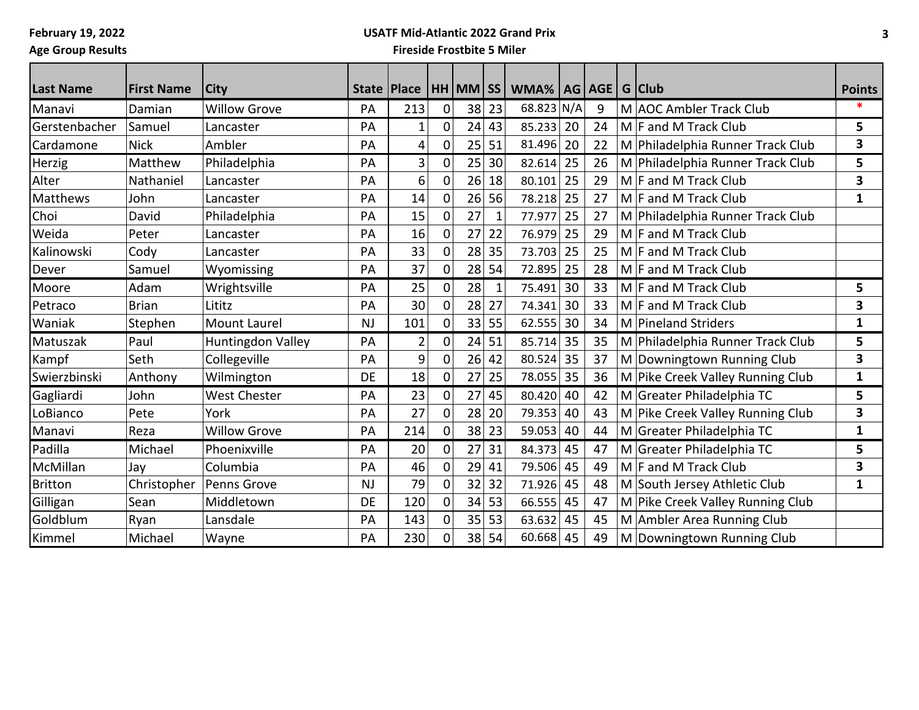**February 19, 2022**
**Age Group Results**

**USATF Mid-Atlantic 2022 Grand Prix**
**Fireside Frostbite 5 Miler**

| Last Name | First Name | City | State | Place | HH | MM | SS | WMA% | AG | AGE | G | Club | Points |
|---|---|---|---|---|---|---|---|---|---|---|---|---|---|
| Manavi | Damian | Willow Grove | PA | 213 | 0 | 38 | 23 | 68.823 | N/A | 9 | M | AOC Ambler Track Club | * |
| Gerstenbacher | Samuel | Lancaster | PA | 1 | 0 | 24 | 43 | 85.233 | 20 | 24 | M | F and M Track Club | 5 |
| Cardamone | Nick | Ambler | PA | 4 | 0 | 25 | 51 | 81.496 | 20 | 22 | M | Philadelphia Runner Track Club | 3 |
| Herzig | Matthew | Philadelphia | PA | 3 | 0 | 25 | 30 | 82.614 | 25 | 26 | M | Philadelphia Runner Track Club | 5 |
| Alter | Nathaniel | Lancaster | PA | 6 | 0 | 26 | 18 | 80.101 | 25 | 29 | M | F and M Track Club | 3 |
| Matthews | John | Lancaster | PA | 14 | 0 | 26 | 56 | 78.218 | 25 | 27 | M | F and M Track Club | 1 |
| Choi | David | Philadelphia | PA | 15 | 0 | 27 | 1 | 77.977 | 25 | 27 | M | Philadelphia Runner Track Club | |
| Weida | Peter | Lancaster | PA | 16 | 0 | 27 | 22 | 76.979 | 25 | 29 | M | F and M Track Club | |
| Kalinowski | Cody | Lancaster | PA | 33 | 0 | 28 | 35 | 73.703 | 25 | 25 | M | F and M Track Club | |
| Dever | Samuel | Wyomissing | PA | 37 | 0 | 28 | 54 | 72.895 | 25 | 28 | M | F and M Track Club | |
| Moore | Adam | Wrightsville | PA | 25 | 0 | 28 | 1 | 75.491 | 30 | 33 | M | F and M Track Club | 5 |
| Petraco | Brian | Lititz | PA | 30 | 0 | 28 | 27 | 74.341 | 30 | 33 | M | F and M Track Club | 3 |
| Waniak | Stephen | Mount Laurel | NJ | 101 | 0 | 33 | 55 | 62.555 | 30 | 34 | M | Pineland Striders | 1 |
| Matuszak | Paul | Huntingdon Valley | PA | 2 | 0 | 24 | 51 | 85.714 | 35 | 35 | M | Philadelphia Runner Track Club | 5 |
| Kampf | Seth | Collegeville | PA | 9 | 0 | 26 | 42 | 80.524 | 35 | 37 | M | Downingtown Running Club | 3 |
| Swierzbinski | Anthony | Wilmington | DE | 18 | 0 | 27 | 25 | 78.055 | 35 | 36 | M | Pike Creek Valley Running Club | 1 |
| Gagliardi | John | West Chester | PA | 23 | 0 | 27 | 45 | 80.420 | 40 | 42 | M | Greater Philadelphia TC | 5 |
| LoBianco | Pete | York | PA | 27 | 0 | 28 | 20 | 79.353 | 40 | 43 | M | Pike Creek Valley Running Club | 3 |
| Manavi | Reza | Willow Grove | PA | 214 | 0 | 38 | 23 | 59.053 | 40 | 44 | M | Greater Philadelphia TC | 1 |
| Padilla | Michael | Phoenixville | PA | 20 | 0 | 27 | 31 | 84.373 | 45 | 47 | M | Greater Philadelphia TC | 5 |
| McMillan | Jay | Columbia | PA | 46 | 0 | 29 | 41 | 79.506 | 45 | 49 | M | F and M Track Club | 3 |
| Britton | Christopher | Penns Grove | NJ | 79 | 0 | 32 | 32 | 71.926 | 45 | 48 | M | South Jersey Athletic Club | 1 |
| Gilligan | Sean | Middletown | DE | 120 | 0 | 34 | 53 | 66.555 | 45 | 47 | M | Pike Creek Valley Running Club | |
| Goldblum | Ryan | Lansdale | PA | 143 | 0 | 35 | 53 | 63.632 | 45 | 45 | M | Ambler Area Running Club | |
| Kimmel | Michael | Wayne | PA | 230 | 0 | 38 | 54 | 60.668 | 45 | 49 | M | Downingtown Running Club | |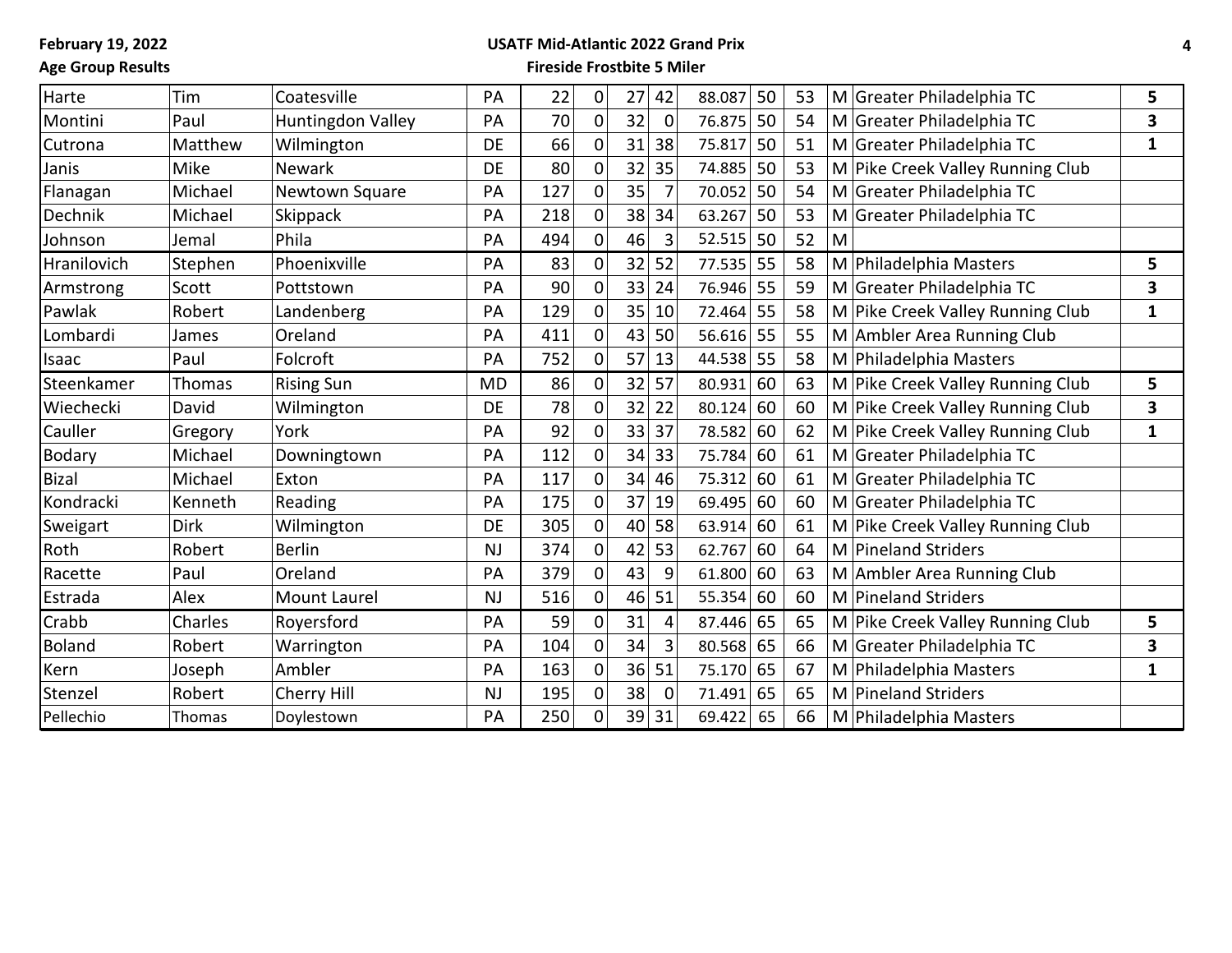**February 19, 2022**
**Age Group Results**

**USATF Mid-Atlantic 2022 Grand Prix**
**Fireside Frostbite 5 Miler**

| | | | | | | | | | | | | | |
|---|---|---|---|---|---|---|---|---|---|---|---|---|---|
| Harte | Tim | Coatesville | PA | 22 | 0 | 27 | 42 | 88.087 | 50 | 53 | M | Greater Philadelphia TC | **5** |
| Montini | Paul | Huntingdon Valley | PA | 70 | 0 | 32 | 0 | 76.875 | 50 | 54 | M | Greater Philadelphia TC | **3** |
| Cutrona | Matthew | Wilmington | DE | 66 | 0 | 31 | 38 | 75.817 | 50 | 51 | M | Greater Philadelphia TC | **1** |
| Janis | Mike | Newark | DE | 80 | 0 | 32 | 35 | 74.885 | 50 | 53 | M | Pike Creek Valley Running Club | |
| Flanagan | Michael | Newtown Square | PA | 127 | 0 | 35 | 7 | 70.052 | 50 | 54 | M | Greater Philadelphia TC | |
| Dechnik | Michael | Skippack | PA | 218 | 0 | 38 | 34 | 63.267 | 50 | 53 | M | Greater Philadelphia TC | |
| Johnson | Jemal | Phila | PA | 494 | 0 | 46 | 3 | 52.515 | 50 | 52 | M | | |
| Hranilovich | Stephen | Phoenixville | PA | 83 | 0 | 32 | 52 | 77.535 | 55 | 58 | M | Philadelphia Masters | **5** |
| Armstrong | Scott | Pottstown | PA | 90 | 0 | 33 | 24 | 76.946 | 55 | 59 | M | Greater Philadelphia TC | **3** |
| Pawlak | Robert | Landenberg | PA | 129 | 0 | 35 | 10 | 72.464 | 55 | 58 | M | Pike Creek Valley Running Club | **1** |
| Lombardi | James | Oreland | PA | 411 | 0 | 43 | 50 | 56.616 | 55 | 55 | M | Ambler Area Running Club | |
| Isaac | Paul | Folcroft | PA | 752 | 0 | 57 | 13 | 44.538 | 55 | 58 | M | Philadelphia Masters | |
| Steenkamer | Thomas | Rising Sun | MD | 86 | 0 | 32 | 57 | 80.931 | 60 | 63 | M | Pike Creek Valley Running Club | **5** |
| Wiechecki | David | Wilmington | DE | 78 | 0 | 32 | 22 | 80.124 | 60 | 60 | M | Pike Creek Valley Running Club | **3** |
| Cauller | Gregory | York | PA | 92 | 0 | 33 | 37 | 78.582 | 60 | 62 | M | Pike Creek Valley Running Club | **1** |
| Bodary | Michael | Downingtown | PA | 112 | 0 | 34 | 33 | 75.784 | 60 | 61 | M | Greater Philadelphia TC | |
| Bizal | Michael | Exton | PA | 117 | 0 | 34 | 46 | 75.312 | 60 | 61 | M | Greater Philadelphia TC | |
| Kondracki | Kenneth | Reading | PA | 175 | 0 | 37 | 19 | 69.495 | 60 | 60 | M | Greater Philadelphia TC | |
| Sweigart | Dirk | Wilmington | DE | 305 | 0 | 40 | 58 | 63.914 | 60 | 61 | M | Pike Creek Valley Running Club | |
| Roth | Robert | Berlin | NJ | 374 | 0 | 42 | 53 | 62.767 | 60 | 64 | M | Pineland Striders | |
| Racette | Paul | Oreland | PA | 379 | 0 | 43 | 9 | 61.800 | 60 | 63 | M | Ambler Area Running Club | |
| Estrada | Alex | Mount Laurel | NJ | 516 | 0 | 46 | 51 | 55.354 | 60 | 60 | M | Pineland Striders | |
| Crabb | Charles | Royersford | PA | 59 | 0 | 31 | 4 | 87.446 | 65 | 65 | M | Pike Creek Valley Running Club | **5** |
| Boland | Robert | Warrington | PA | 104 | 0 | 34 | 3 | 80.568 | 65 | 66 | M | Greater Philadelphia TC | **3** |
| Kern | Joseph | Ambler | PA | 163 | 0 | 36 | 51 | 75.170 | 65 | 67 | M | Philadelphia Masters | **1** |
| Stenzel | Robert | Cherry Hill | NJ | 195 | 0 | 38 | 0 | 71.491 | 65 | 65 | M | Pineland Striders | |
| Pellechio | Thomas | Doylestown | PA | 250 | 0 | 39 | 31 | 69.422 | 65 | 66 | M | Philadelphia Masters | |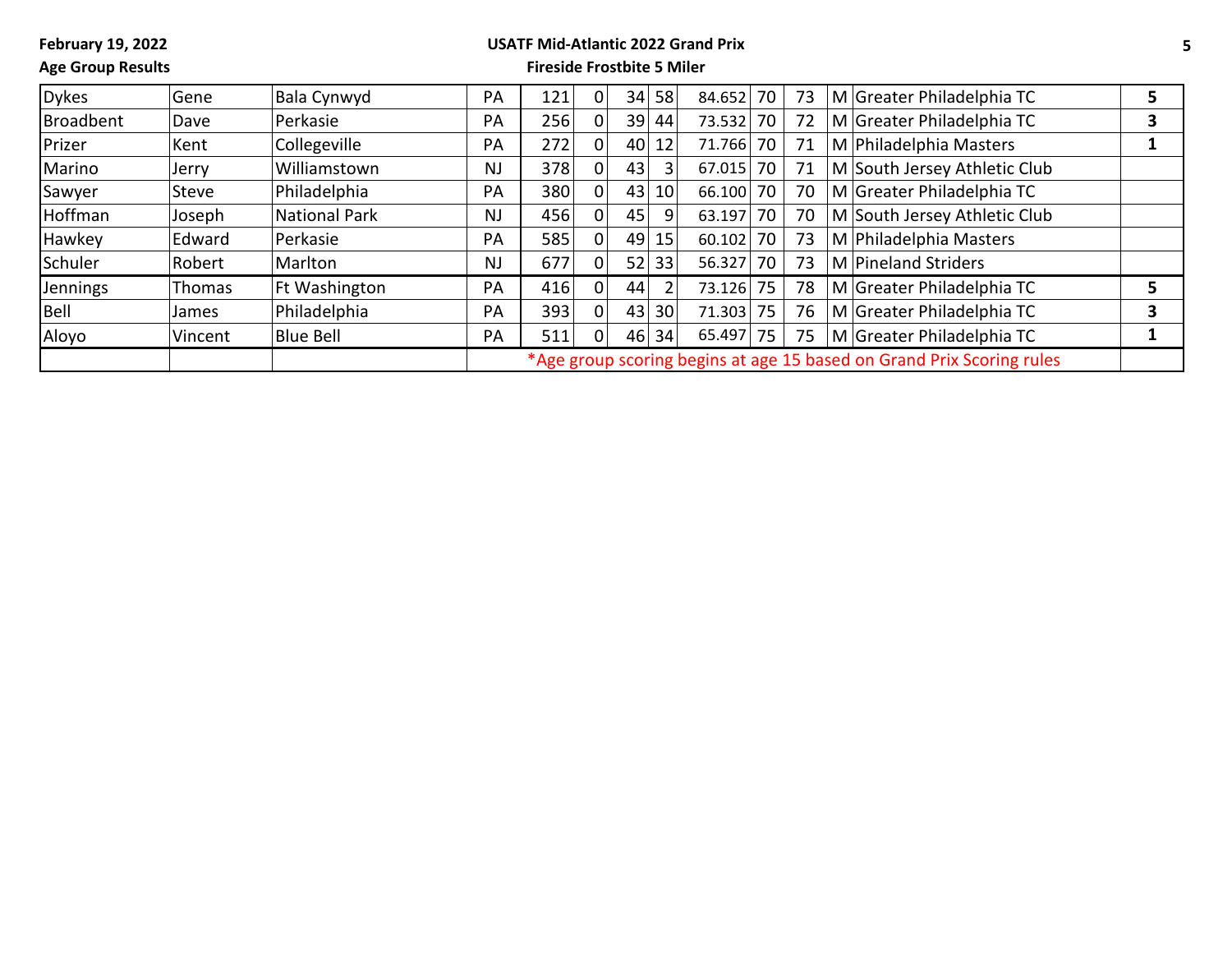**February 19, 2022**

**Age Group Results**

**USATF Mid-Atlantic 2022 Grand Prix**

**Fireside Frostbite 5 Miler**

| | | | | | | | | | | | | | |
|---|---|---|---|---|---|---|---|---|---|---|---|---|---|
| Dykes | Gene | Bala Cynwyd | PA | 121 | 0 | 34 | 58 | 84.652 | 70 | 73 | M | Greater Philadelphia TC | **5** |
| Broadbent | Dave | Perkasie | PA | 256 | 0 | 39 | 44 | 73.532 | 70 | 72 | M | Greater Philadelphia TC | **3** |
| Prizer | Kent | Collegeville | PA | 272 | 0 | 40 | 12 | 71.766 | 70 | 71 | M | Philadelphia Masters | **1** |
| Marino | Jerry | Williamstown | NJ | 378 | 0 | 43 | 3 | 67.015 | 70 | 71 | M | South Jersey Athletic Club | |
| Sawyer | Steve | Philadelphia | PA | 380 | 0 | 43 | 10 | 66.100 | 70 | 70 | M | Greater Philadelphia TC | |
| Hoffman | Joseph | National Park | NJ | 456 | 0 | 45 | 9 | 63.197 | 70 | 70 | M | South Jersey Athletic Club | |
| Hawkey | Edward | Perkasie | PA | 585 | 0 | 49 | 15 | 60.102 | 70 | 73 | M | Philadelphia Masters | |
| Schuler | Robert | Marlton | NJ | 677 | 0 | 52 | 33 | 56.327 | 70 | 73 | M | Pineland Striders | |
| Jennings | Thomas | Ft Washington | PA | 416 | 0 | 44 | 2 | 73.126 | 75 | 78 | M | Greater Philadelphia TC | **5** |
| Bell | James | Philadelphia | PA | 393 | 0 | 43 | 30 | 71.303 | 75 | 76 | M | Greater Philadelphia TC | **3** |
| Aloyo | Vincent | Blue Bell | PA | 511 | 0 | 46 | 34 | 65.497 | 75 | 75 | M | Greater Philadelphia TC | **1** |
| | | | *Age group scoring begins at age 15 based on Grand Prix Scoring rules | | | | | | | | | | |